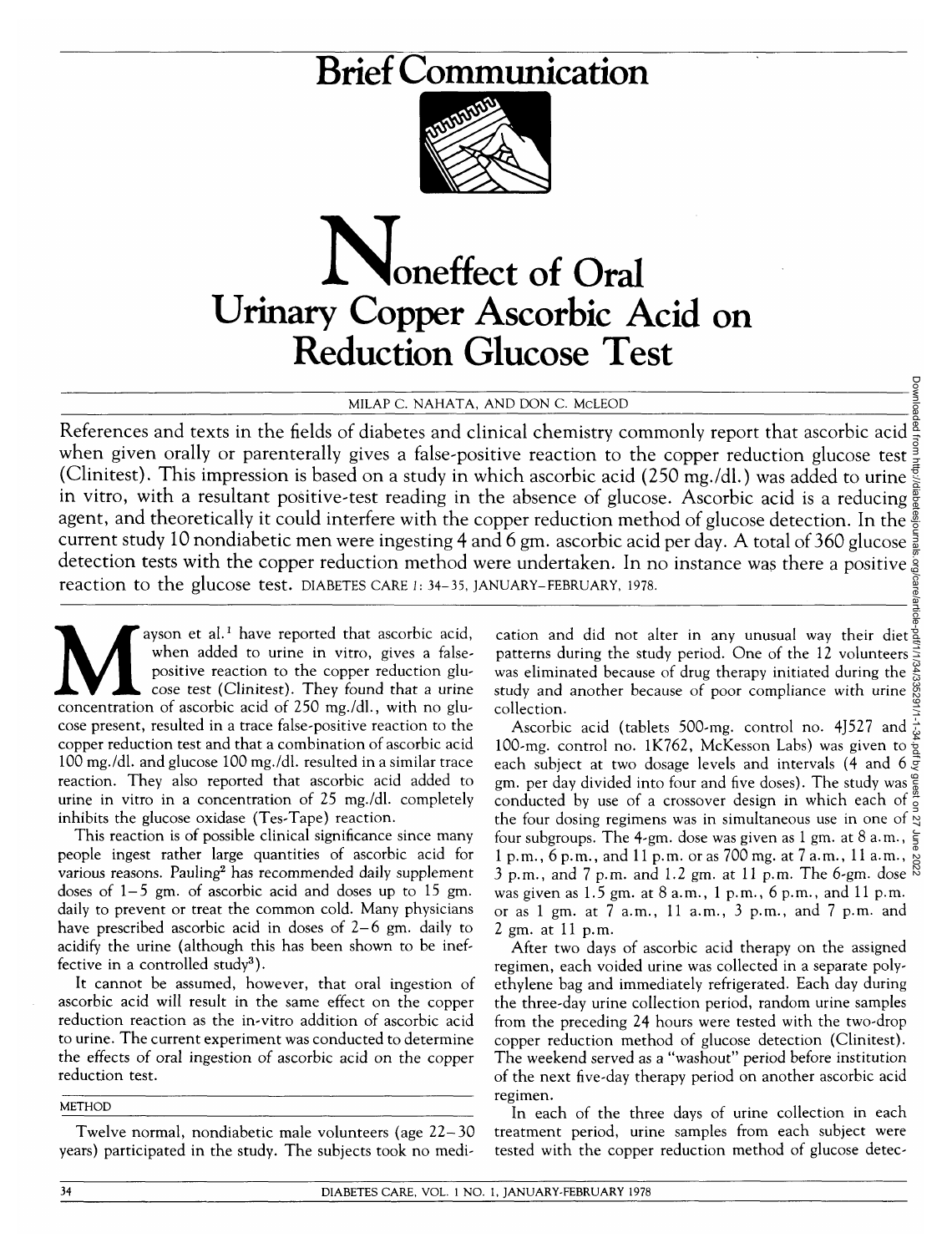# Brief Communication

# Noneffect of Oral Ascorbic Acid on Urinary Copper Reduction Glucose Test

MILAP C. NAHATA, AND DON C. McLEOD

References and texts in the fields of diabetes and clinical chemistry commonly report that ascorbic acid when given orally or parenterally gives a false-positive reaction to the copper reduction glucose test (Clinitest). This impression is based on a study in which ascorbic acid (250 mg./dl.) was added to urine in vitro, with a resultant positive-test reading in the absence of glucose. Ascorbic acid is a reducing agent, and theoretically it could interfere with the copper reduction method of glucose detection. In the current study 10 nondiabetic men were ingesting 4 and 6 gm. ascorbic acid per day. A total of 360 glucose detection tests with the copper reduction method were undertaken. In no instance was there a positive reaction to the glucose test. DIABETES CARE *1*: 34–35, JANUARY–FEBRUARY, 1978.

Mayson et al.[1] have reported that ascorbic acid, when added to urine in vitro, gives a false-positive reaction to the copper reduction glucose test (Clinitest). They found that a urine concentration of ascorbic acid of 250 mg./dl., with no glucose present, resulted in a trace false-positive reaction to the copper reduction test and that a combination of ascorbic acid 100 mg./dl. and glucose 100 mg./dl. resulted in a similar trace reaction. They also reported that ascorbic acid added to urine in vitro in a concentration of 25 mg./dl. completely inhibits the glucose oxidase (Tes-Tape) reaction.

This reaction is of possible clinical significance since many people ingest rather large quantities of ascorbic acid for various reasons. Pauling[2] has recommended daily supplement doses of 1–5 gm. of ascorbic acid and doses up to 15 gm. daily to prevent or treat the common cold. Many physicians have prescribed ascorbic acid in doses of 2–6 gm. daily to acidify the urine (although this has been shown to be ineffective in a controlled study[3]).

It cannot be assumed, however, that oral ingestion of ascorbic acid will result in the same effect on the copper reduction reaction as the in-vitro addition of ascorbic acid to urine. The current experiment was conducted to determine the effects of oral ingestion of ascorbic acid on the copper reduction test.

## METHOD

Twelve normal, nondiabetic male volunteers (age 22–30 years) participated in the study. The subjects took no medication and did not alter in any unusual way their diet patterns during the study period. One of the 12 volunteers was eliminated because of drug therapy initiated during the study and another because of poor compliance with urine collection.

Ascorbic acid (tablets 500-mg. control no. 4J527 and 100-mg. control no. 1K762, McKesson Labs) was given to each subject at two dosage levels and intervals (4 and 6 gm. per day divided into four and five doses). The study was conducted by use of a crossover design in which each of the four dosing regimens was in simultaneous use in one of four subgroups. The 4-gm. dose was given as 1 gm. at 8 a.m., 1 p.m., 6 p.m., and 11 p.m. or as 700 mg. at 7 a.m., 11 a.m., 3 p.m., and 7 p.m. and 1.2 gm. at 11 p.m. The 6-gm. dose was given as 1.5 gm. at 8 a.m., 1 p.m., 6 p.m., and 11 p.m. or as 1 gm. at 7 a.m., 11 a.m., 3 p.m., and 7 p.m. and 2 gm. at 11 p.m.

After two days of ascorbic acid therapy on the assigned regimen, each voided urine was collected in a separate polyethylene bag and immediately refrigerated. Each day during the three-day urine collection period, random urine samples from the preceding 24 hours were tested with the two-drop copper reduction method of glucose detection (Clinitest). The weekend served as a "washout" period before institution of the next five-day therapy period on another ascorbic acid regimen.

In each of the three days of urine collection in each treatment period, urine samples from each subject were tested with the copper reduction method of glucose detec-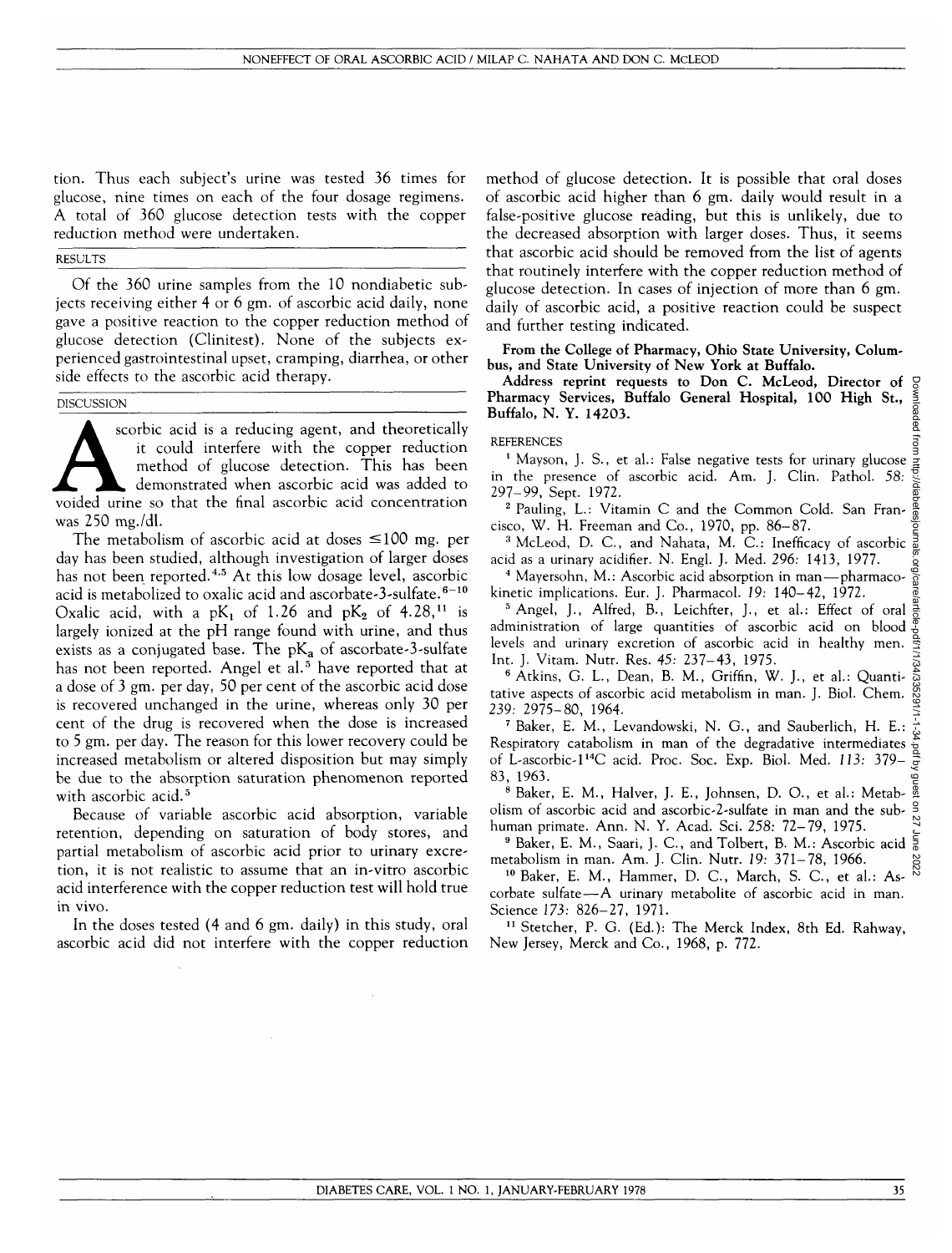tion. Thus each subject's urine was tested 36 times for glucose, nine times on each of the four dosage regimens. A total of 360 glucose detection tests with the copper reduction method were undertaken.

## RESULTS

Of the 360 urine samples from the 10 nondiabetic subjects receiving either 4 or 6 gm. of ascorbic acid daily, none gave a positive reaction to the copper reduction method of glucose detection (Clinitest). None of the subjects experienced gastrointestinal upset, cramping, diarrhea, or other side effects to the ascorbic acid therapy.

## DISCUSSION

Ascorbic acid is a reducing agent, and theoretically it could interfere with the copper reduction method of glucose detection. This has been demonstrated when ascorbic acid was added to voided urine so that the final ascorbic acid concentration was 250 mg./dl.

The metabolism of ascorbic acid at doses ≤100 mg. per day has been studied, although investigation of larger doses has not been reported.[4,5] At this low dosage level, ascorbic acid is metabolized to oxalic acid and ascorbate-3-sulfate.[6–10] Oxalic acid, with a $pK_1$ of 1.26 and $pK_2$ of 4.28,[11] is largely ionized at the pH range found with urine, and thus exists as a conjugated base. The $pK_a$ of ascorbate-3-sulfate has not been reported. Angel et al.[5] have reported that at a dose of 3 gm. per day, 50 per cent of the ascorbic acid dose is recovered unchanged in the urine, whereas only 30 per cent of the drug is recovered when the dose is increased to 5 gm. per day. The reason for this lower recovery could be increased metabolism or altered disposition but may simply be due to the absorption saturation phenomenon reported with ascorbic acid.[5]

Because of variable ascorbic acid absorption, variable retention, depending on saturation of body stores, and partial metabolism of ascorbic acid prior to urinary excretion, it is not realistic to assume that an in-vitro ascorbic acid interference with the copper reduction test will hold true in vivo.

In the doses tested (4 and 6 gm. daily) in this study, oral ascorbic acid did not interfere with the copper reduction method of glucose detection. It is possible that oral doses of ascorbic acid higher than 6 gm. daily would result in a false-positive glucose reading, but this is unlikely, due to the decreased absorption with larger doses. Thus, it seems that ascorbic acid should be removed from the list of agents that routinely interfere with the copper reduction method of glucose detection. In cases of injection of more than 6 gm. daily of ascorbic acid, a positive reaction could be suspect and further testing indicated.

**From the College of Pharmacy, Ohio State University, Columbus, and State University of New York at Buffalo.**

**Address reprint requests to Don C. McLeod, Director of Pharmacy Services, Buffalo General Hospital, 100 High St., Buffalo, N. Y. 14203.**

## REFERENCES

[1] Mayson, J. S., et al.: False negative tests for urinary glucose in the presence of ascorbic acid. Am. J. Clin. Pathol. 58: 297–99, Sept. 1972.

[2] Pauling, L.: Vitamin C and the Common Cold. San Francisco, W. H. Freeman and Co., 1970, pp. 86–87.

[3] McLeod, D. C., and Nahata, M. C.: Inefficacy of ascorbic acid as a urinary acidifier. N. Engl. J. Med. 296: 1413, 1977.

[4] Mayersohn, M.: Ascorbic acid absorption in man—pharmacokinetic implications. Eur. J. Pharmacol. 19: 140–42, 1972.

[5] Angel, J., Alfred, B., Leichfter, J., et al.: Effect of oral administration of large quantities of ascorbic acid on blood levels and urinary excretion of ascorbic acid in healthy men. Int. J. Vitam. Nutr. Res. 45: 237–43, 1975.

[6] Atkins, G. L., Dean, B. M., Griffin, W. J., et al.: Quantitative aspects of ascorbic acid metabolism in man. J. Biol. Chem. 239: 2975–80, 1964.

[7] Baker, E. M., Levandowski, N. G., and Sauberlich, H. E.: Respiratory catabolism in man of the degradative intermediates of L-ascorbic-1$^{14}$C acid. Proc. Soc. Exp. Biol. Med. 113: 379–83, 1963.

[8] Baker, E. M., Halver, J. E., Johnsen, D. O., et al.: Metabolism of ascorbic acid and ascorbic-2-sulfate in man and the subhuman primate. Ann. N. Y. Acad. Sci. 258: 72–79, 1975.

[9] Baker, E. M., Saari, J. C., and Tolbert, B. M.: Ascorbic acid metabolism in man. Am. J. Clin. Nutr. 19: 371–78, 1966.

[10] Baker, E. M., Hammer, D. C., March, S. C., et al.: Ascorbate sulfate—A urinary metabolite of ascorbic acid in man. Science 173: 826–27, 1971.

[11] Stetcher, P. G. (Ed.): The Merck Index, 8th Ed. Rahway, New Jersey, Merck and Co., 1968, p. 772.